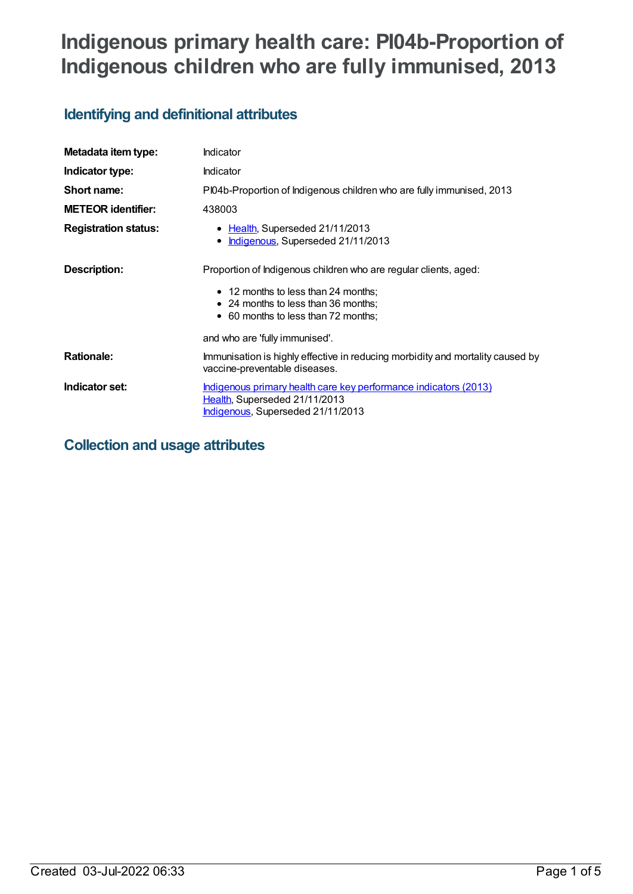# Indigenous primary health care: PI04b-Proportion of Indigenous children who are fully immunised, 2013

## Identifying and definitional attributes

| | |
|---|---|
| **Metadata item type:** | Indicator |
| **Indicator type:** | Indicator |
| **Short name:** | PI04b-Proportion of Indigenous children who are fully immunised, 2013 |
| **METEOR identifier:** | 438003 |
| **Registration status:** | • Health, Superseded 21/11/2013<br>• Indigenous, Superseded 21/11/2013 |
| **Description:** | Proportion of Indigenous children who are regular clients, aged:<br>• 12 months to less than 24 months;<br>• 24 months to less than 36 months;<br>• 60 months to less than 72 months;<br>and who are 'fully immunised'. |
| **Rationale:** | Immunisation is highly effective in reducing morbidity and mortality caused by vaccine-preventable diseases. |
| **Indicator set:** | Indigenous primary health care key performance indicators (2013)<br>Health, Superseded 21/11/2013<br>Indigenous, Superseded 21/11/2013 |

## Collection and usage attributes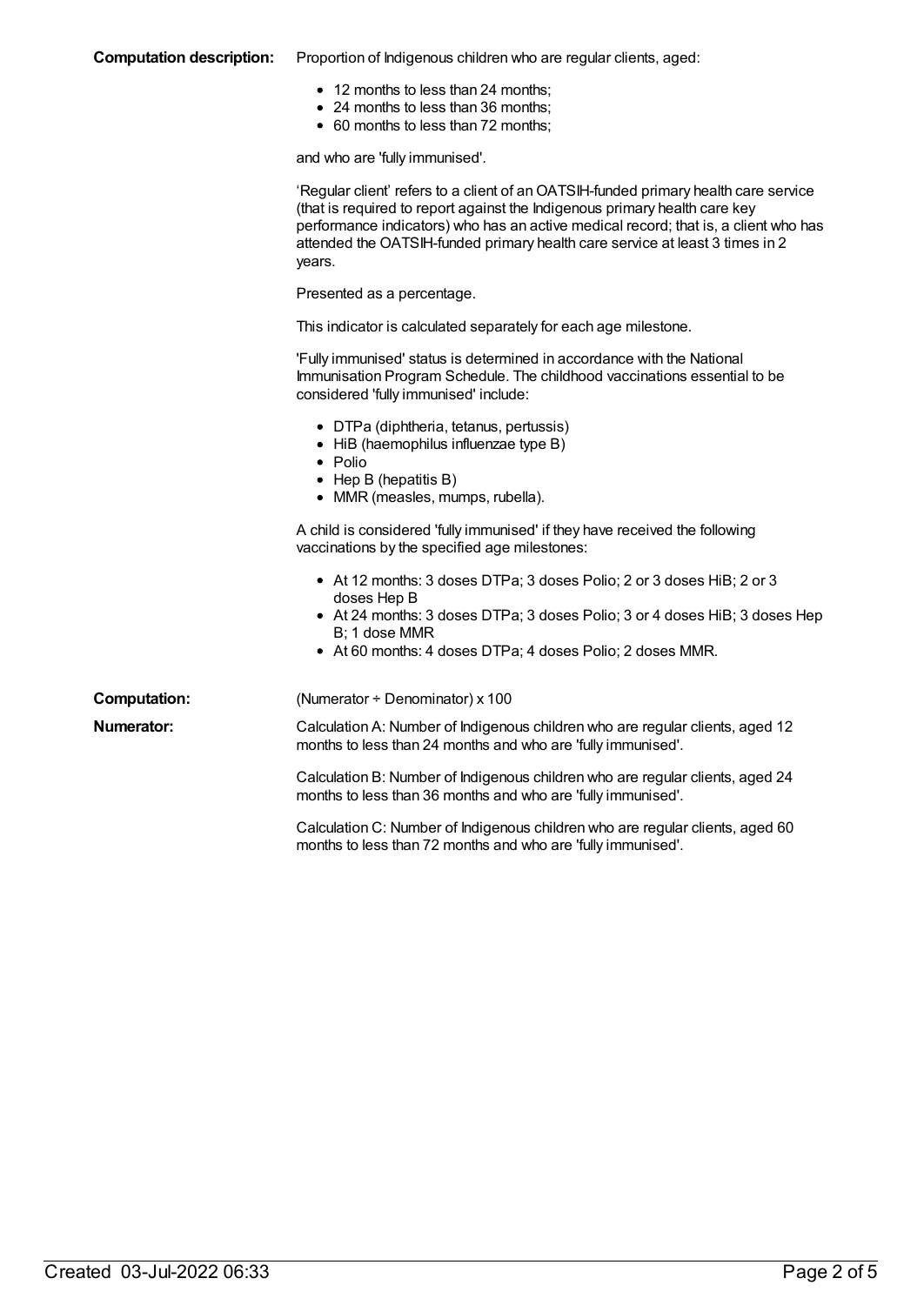**Computation description:** Proportion of Indigenous children who are regular clients, aged:

- 12 months to less than 24 months;
- 24 months to less than 36 months;
- 60 months to less than 72 months;

and who are 'fully immunised'.

'Regular client' refers to a client of an OATSIH-funded primary health care service (that is required to report against the Indigenous primary health care key performance indicators) who has an active medical record; that is, a client who has attended the OATSIH-funded primary health care service at least 3 times in 2 years.

Presented as a percentage.

This indicator is calculated separately for each age milestone.

'Fully immunised' status is determined in accordance with the National Immunisation Program Schedule. The childhood vaccinations essential to be considered 'fully immunised' include:

- DTPa (diphtheria, tetanus, pertussis)
- HiB (haemophilus influenzae type B)
- Polio
- Hep B (hepatitis B)
- MMR (measles, mumps, rubella).

A child is considered 'fully immunised' if they have received the following vaccinations by the specified age milestones:

- At 12 months: 3 doses DTPa; 3 doses Polio; 2 or 3 doses HiB; 2 or 3 doses Hep B
- At 24 months: 3 doses DTPa; 3 doses Polio; 3 or 4 doses HiB; 3 doses Hep B; 1 dose MMR
- At 60 months: 4 doses DTPa; 4 doses Polio; 2 doses MMR.

**Computation:** (Numerator ÷ Denominator) x 100

**Numerator:** Calculation A: Number of Indigenous children who are regular clients, aged 12 months to less than 24 months and who are 'fully immunised'.

Calculation B: Number of Indigenous children who are regular clients, aged 24 months to less than 36 months and who are 'fully immunised'.

Calculation C: Number of Indigenous children who are regular clients, aged 60 months to less than 72 months and who are 'fully immunised'.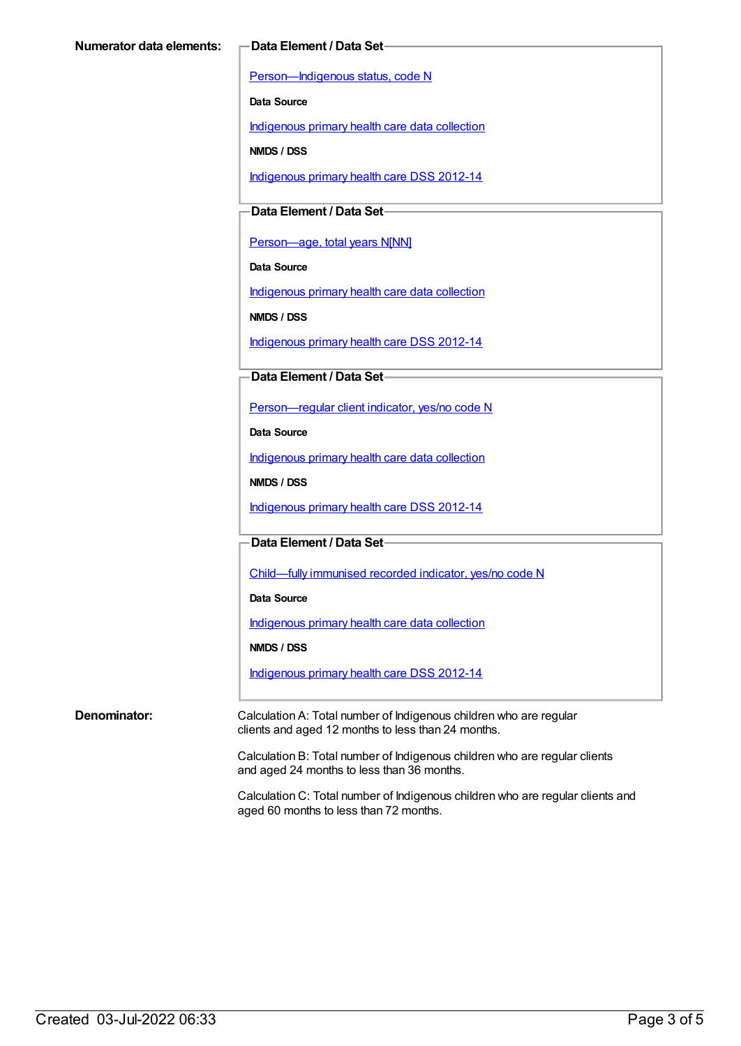**Numerator data elements:**

**Data Element / Data Set**

Person—Indigenous status, code N

**Data Source**

Indigenous primary health care data collection

**NMDS / DSS**

Indigenous primary health care DSS 2012-14

**Data Element / Data Set**

Person—age, total years N[NN]

**Data Source**

Indigenous primary health care data collection

**NMDS / DSS**

Indigenous primary health care DSS 2012-14

**Data Element / Data Set**

Person—regular client indicator, yes/no code N

**Data Source**

Indigenous primary health care data collection

**NMDS / DSS**

Indigenous primary health care DSS 2012-14

**Data Element / Data Set**

Child—fully immunised recorded indicator, yes/no code N

**Data Source**

Indigenous primary health care data collection

**NMDS / DSS**

Indigenous primary health care DSS 2012-14

**Denominator:**

Calculation A: Total number of Indigenous children who are regular clients and aged 12 months to less than 24 months.

Calculation B: Total number of Indigenous children who are regular clients and aged 24 months to less than 36 months.

Calculation C: Total number of Indigenous children who are regular clients and aged 60 months to less than 72 months.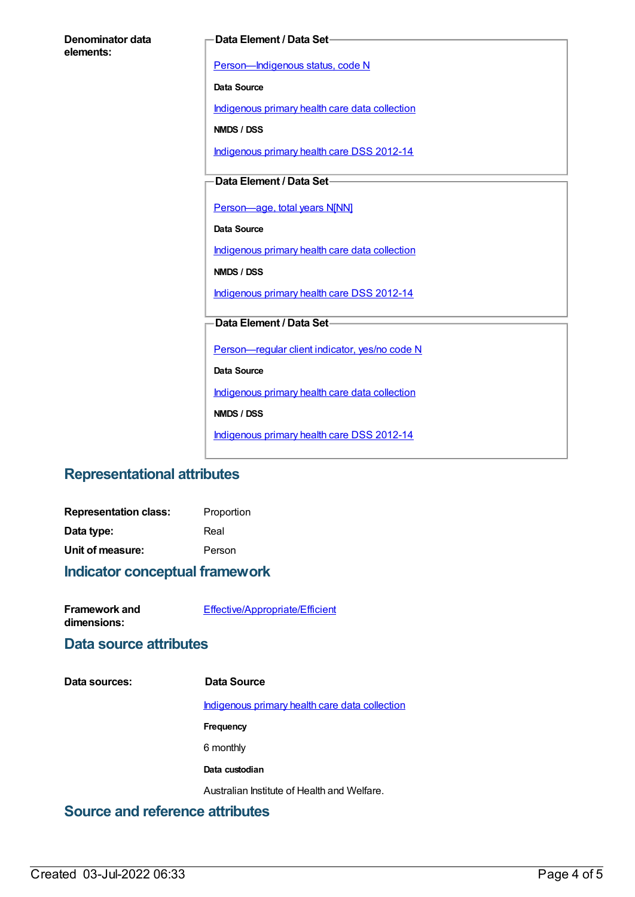**Denominator data elements:**

**Data Element / Data Set**

Person—Indigenous status, code N

**Data Source**

Indigenous primary health care data collection

**NMDS / DSS**

Indigenous primary health care DSS 2012-14

**Data Element / Data Set**

Person—age, total years N[NN]

**Data Source**

Indigenous primary health care data collection

**NMDS / DSS**

Indigenous primary health care DSS 2012-14

**Data Element / Data Set**

Person—regular client indicator, yes/no code N

**Data Source**

Indigenous primary health care data collection

**NMDS / DSS**

Indigenous primary health care DSS 2012-14

## Representational attributes

**Representation class:** Proportion

**Data type:** Real

**Unit of measure:** Person

## Indicator conceptual framework

**Framework and dimensions:** Effective/Appropriate/Efficient

## Data source attributes

**Data sources:**

**Data Source**

Indigenous primary health care data collection

**Frequency**

6 monthly

**Data custodian**

Australian Institute of Health and Welfare.

## Source and reference attributes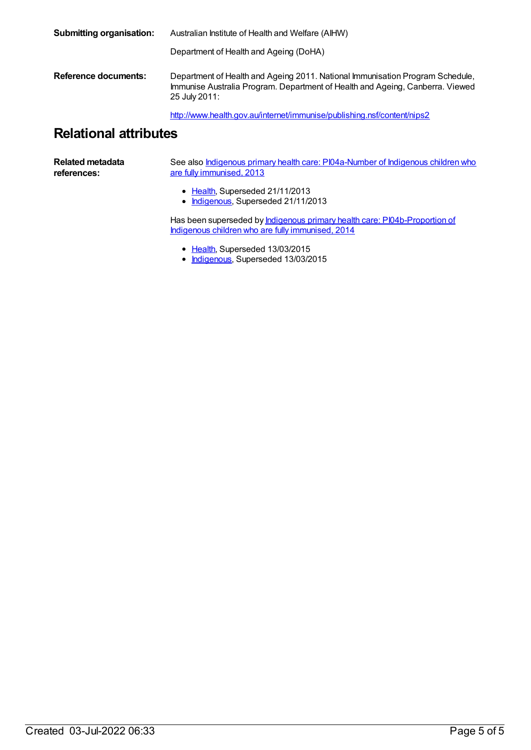**Submitting organisation:** Australian Institute of Health and Welfare (AIHW)

Department of Health and Ageing (DoHA)

**Reference documents:** Department of Health and Ageing 2011. National Immunisation Program Schedule, Immunise Australia Program. Department of Health and Ageing, Canberra. Viewed 25 July 2011:

http://www.health.gov.au/internet/immunise/publishing.nsf/content/nips2

## Relational attributes

**Related metadata references:**

See also Indigenous primary health care: PI04a-Number of Indigenous children who are fully immunised, 2013

- Health, Superseded 21/11/2013
- Indigenous, Superseded 21/11/2013

Has been superseded by Indigenous primary health care: PI04b-Proportion of Indigenous children who are fully immunised, 2014

- Health, Superseded 13/03/2015
- Indigenous, Superseded 13/03/2015